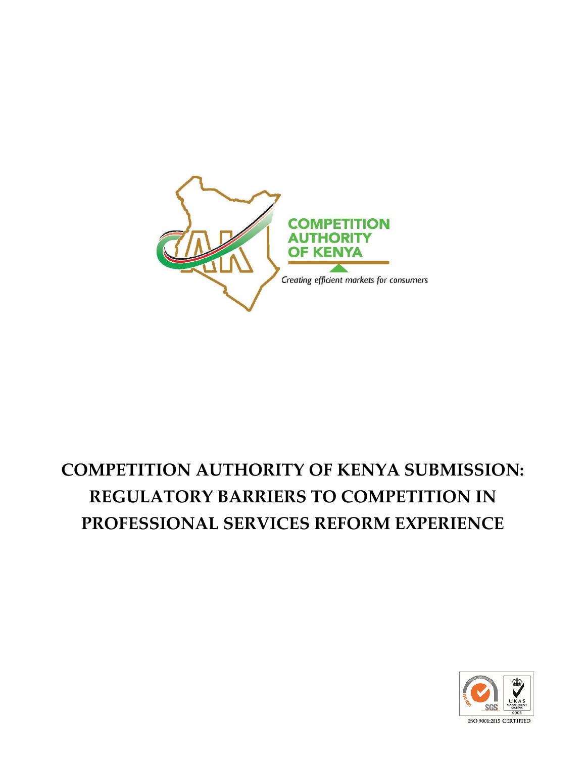COMPETITION AUTHORITY OF KENYA

*Creating efficient markets for consumers*

# COMPETITION AUTHORITY OF KENYA SUBMISSION: REGULATORY BARRIERS TO COMPETITION IN PROFESSIONAL SERVICES REFORM EXPERIENCE

ISO 9001:2015 CERTIFIED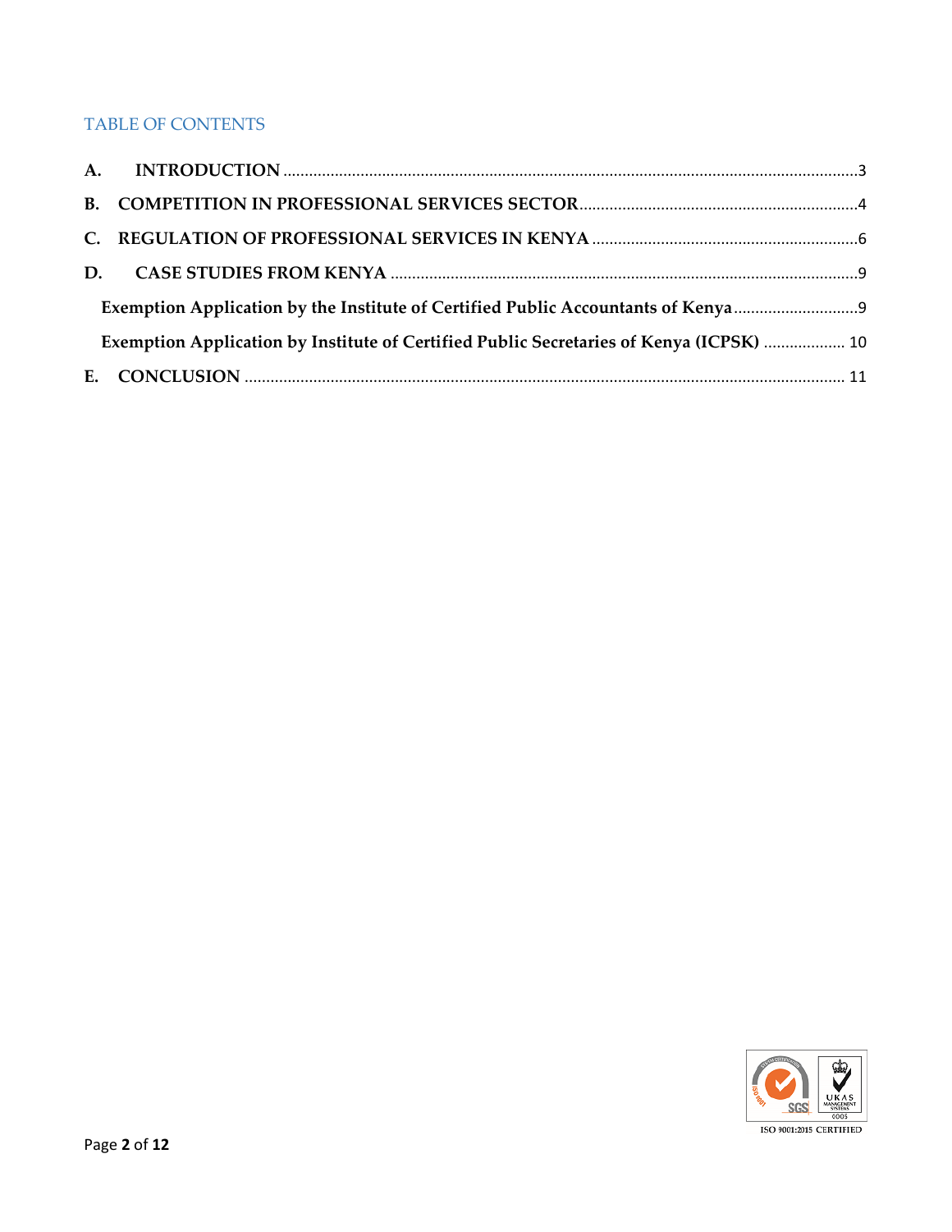## TABLE OF CONTENTS

A. INTRODUCTION ........................................................................ 3

B. COMPETITION IN PROFESSIONAL SERVICES SECTOR ........................................ 4

C. REGULATION OF PROFESSIONAL SERVICES IN KENYA ........................................ 6

D. CASE STUDIES FROM KENYA .................................................................. 9

Exemption Application by the Institute of Certified Public Accountants of Kenya ........................ 9

Exemption Application by Institute of Certified Public Secretaries of Kenya (ICPSK) ................... 10

E. CONCLUSION ............................................................................ 11

ISO 9001:2015 CERTIFIED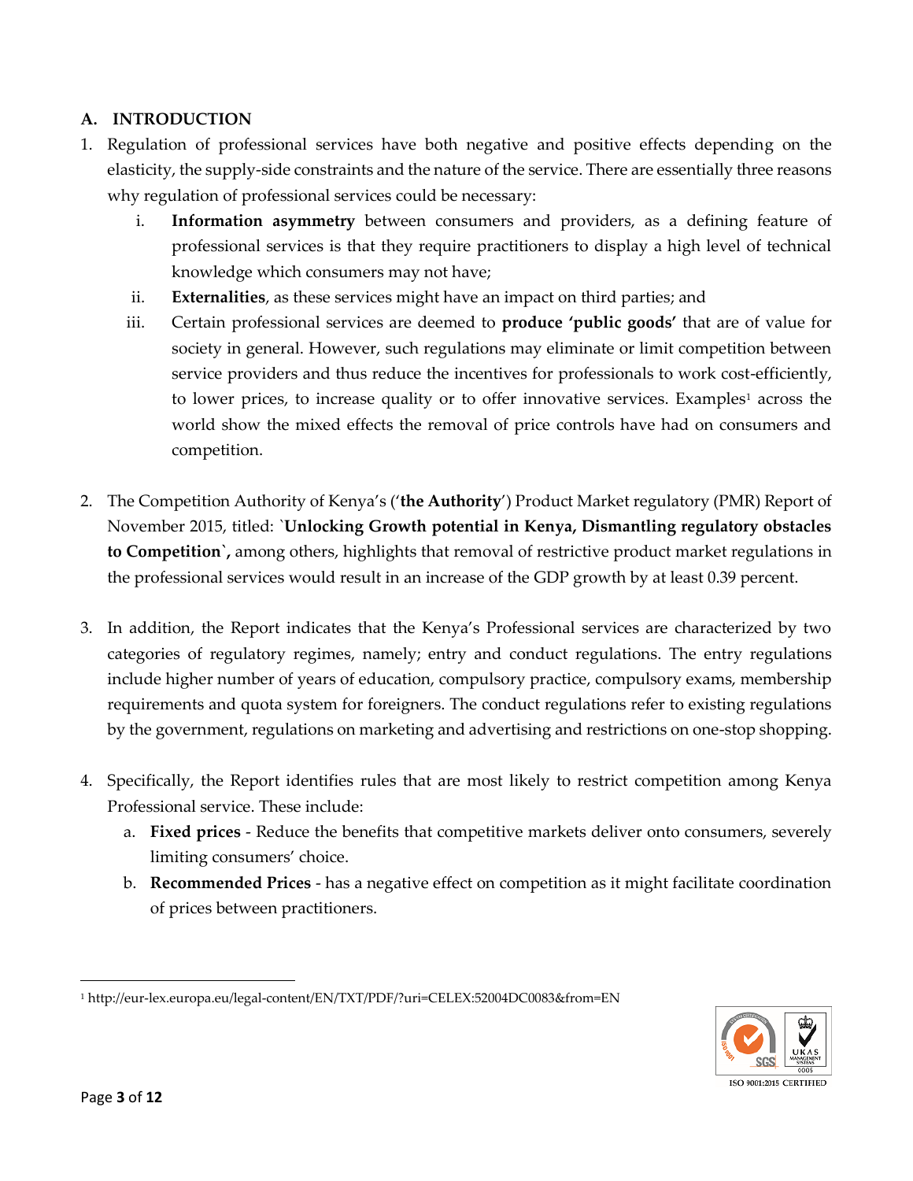## A. INTRODUCTION

1. Regulation of professional services have both negative and positive effects depending on the elasticity, the supply-side constraints and the nature of the service. There are essentially three reasons why regulation of professional services could be necessary:
   i. **Information asymmetry** between consumers and providers, as a defining feature of professional services is that they require practitioners to display a high level of technical knowledge which consumers may not have;
   ii. **Externalities**, as these services might have an impact on third parties; and
   iii. Certain professional services are deemed to **produce 'public goods'** that are of value for society in general. However, such regulations may eliminate or limit competition between service providers and thus reduce the incentives for professionals to work cost-efficiently, to lower prices, to increase quality or to offer innovative services. Examples[1] across the world show the mixed effects the removal of price controls have had on consumers and competition.

2. The Competition Authority of Kenya's ('**the Authority**') Product Market regulatory (PMR) Report of November 2015, titled: `**Unlocking Growth potential in Kenya, Dismantling regulatory obstacles to Competition`,** among others, highlights that removal of restrictive product market regulations in the professional services would result in an increase of the GDP growth by at least 0.39 percent.

3. In addition, the Report indicates that the Kenya's Professional services are characterized by two categories of regulatory regimes, namely; entry and conduct regulations. The entry regulations include higher number of years of education, compulsory practice, compulsory exams, membership requirements and quota system for foreigners. The conduct regulations refer to existing regulations by the government, regulations on marketing and advertising and restrictions on one-stop shopping.

4. Specifically, the Report identifies rules that are most likely to restrict competition among Kenya Professional service. These include:
   a. **Fixed prices** - Reduce the benefits that competitive markets deliver onto consumers, severely limiting consumers' choice.
   b. **Recommended Prices** - has a negative effect on competition as it might facilitate coordination of prices between practitioners.

---

[1] http://eur-lex.europa.eu/legal-content/EN/TXT/PDF/?uri=CELEX:52004DC0083&from=EN

ISO 9001:2015 CERTIFIED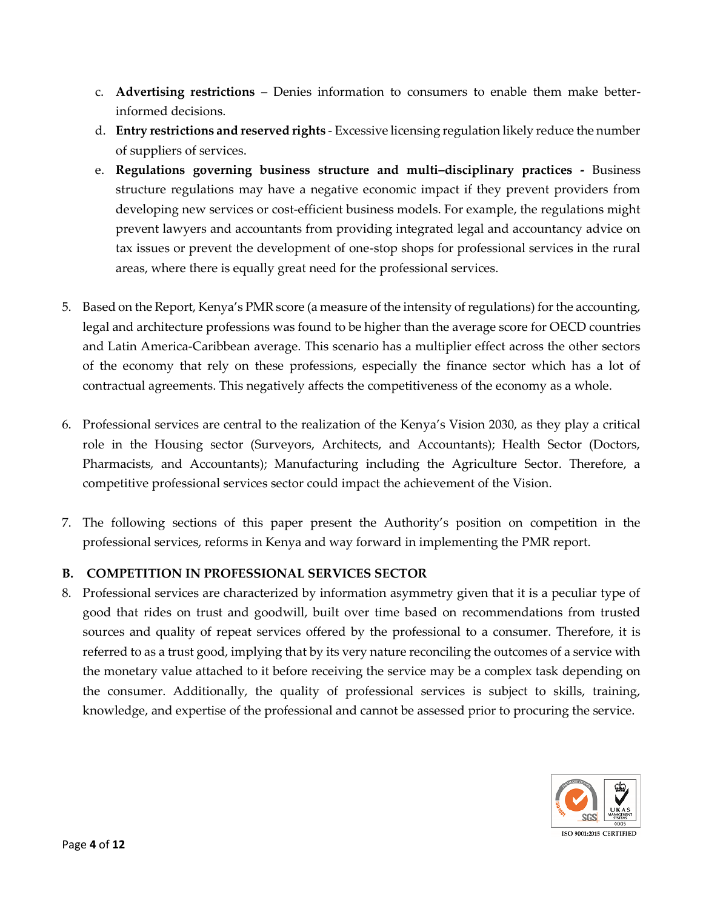c. **Advertising restrictions** – Denies information to consumers to enable them make better-informed decisions.

d. **Entry restrictions and reserved rights** - Excessive licensing regulation likely reduce the number of suppliers of services.

e. **Regulations governing business structure and multi–disciplinary practices -** Business structure regulations may have a negative economic impact if they prevent providers from developing new services or cost-efficient business models. For example, the regulations might prevent lawyers and accountants from providing integrated legal and accountancy advice on tax issues or prevent the development of one-stop shops for professional services in the rural areas, where there is equally great need for the professional services.

5. Based on the Report, Kenya's PMR score (a measure of the intensity of regulations) for the accounting, legal and architecture professions was found to be higher than the average score for OECD countries and Latin America-Caribbean average. This scenario has a multiplier effect across the other sectors of the economy that rely on these professions, especially the finance sector which has a lot of contractual agreements. This negatively affects the competitiveness of the economy as a whole.

6. Professional services are central to the realization of the Kenya's Vision 2030, as they play a critical role in the Housing sector (Surveyors, Architects, and Accountants); Health Sector (Doctors, Pharmacists, and Accountants); Manufacturing including the Agriculture Sector. Therefore, a competitive professional services sector could impact the achievement of the Vision.

7. The following sections of this paper present the Authority's position on competition in the professional services, reforms in Kenya and way forward in implementing the PMR report.

## B. COMPETITION IN PROFESSIONAL SERVICES SECTOR

8. Professional services are characterized by information asymmetry given that it is a peculiar type of good that rides on trust and goodwill, built over time based on recommendations from trusted sources and quality of repeat services offered by the professional to a consumer. Therefore, it is referred to as a trust good, implying that by its very nature reconciling the outcomes of a service with the monetary value attached to it before receiving the service may be a complex task depending on the consumer. Additionally, the quality of professional services is subject to skills, training, knowledge, and expertise of the professional and cannot be assessed prior to procuring the service.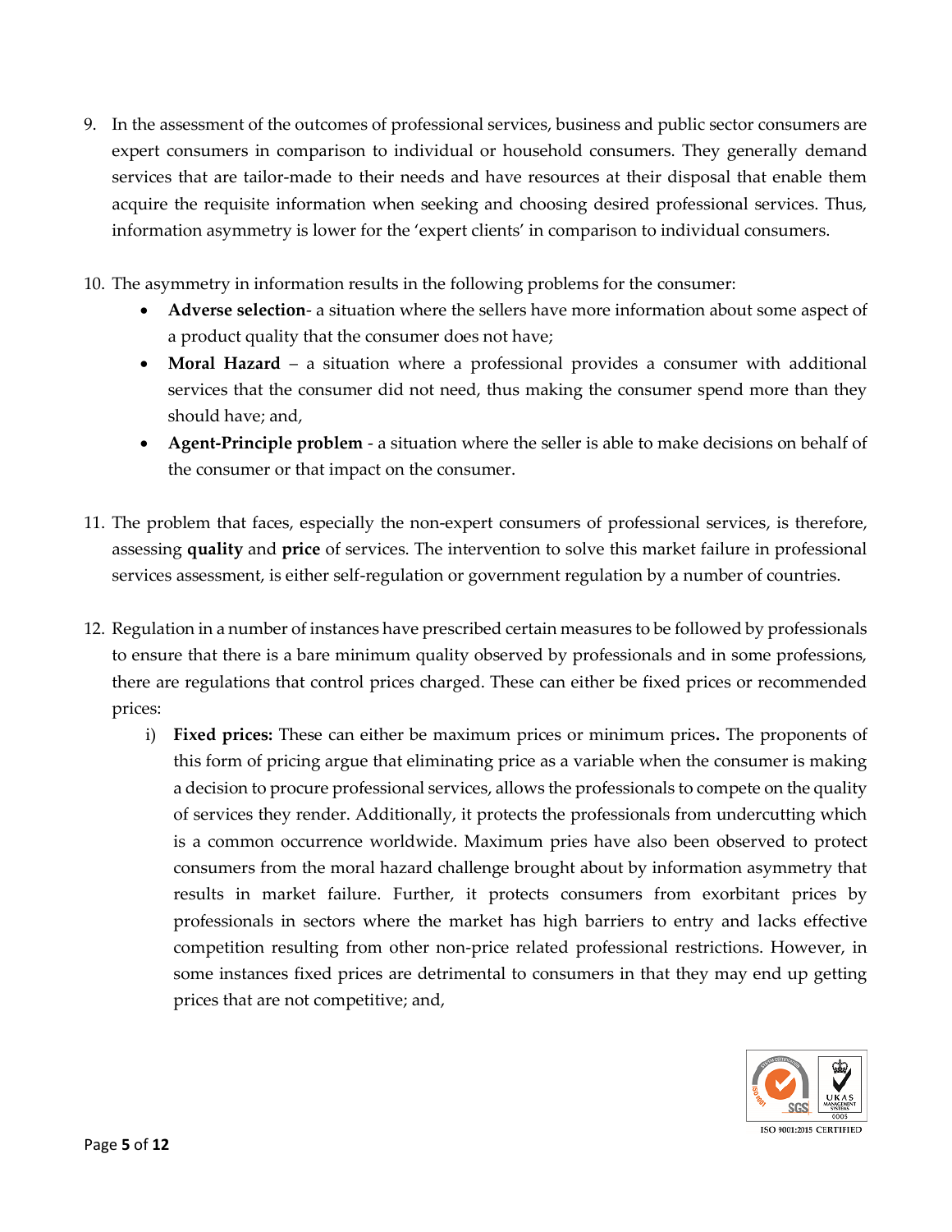9. In the assessment of the outcomes of professional services, business and public sector consumers are expert consumers in comparison to individual or household consumers. They generally demand services that are tailor-made to their needs and have resources at their disposal that enable them acquire the requisite information when seeking and choosing desired professional services. Thus, information asymmetry is lower for the 'expert clients' in comparison to individual consumers.

10. The asymmetry in information results in the following problems for the consumer:
    - **Adverse selection**- a situation where the sellers have more information about some aspect of a product quality that the consumer does not have;
    - **Moral Hazard** – a situation where a professional provides a consumer with additional services that the consumer did not need, thus making the consumer spend more than they should have; and,
    - **Agent-Principle problem** - a situation where the seller is able to make decisions on behalf of the consumer or that impact on the consumer.

11. The problem that faces, especially the non-expert consumers of professional services, is therefore, assessing **quality** and **price** of services. The intervention to solve this market failure in professional services assessment, is either self-regulation or government regulation by a number of countries.

12. Regulation in a number of instances have prescribed certain measures to be followed by professionals to ensure that there is a bare minimum quality observed by professionals and in some professions, there are regulations that control prices charged. These can either be fixed prices or recommended prices:

    i) **Fixed prices:** These can either be maximum prices or minimum prices**.** The proponents of this form of pricing argue that eliminating price as a variable when the consumer is making a decision to procure professional services, allows the professionals to compete on the quality of services they render. Additionally, it protects the professionals from undercutting which is a common occurrence worldwide. Maximum pries have also been observed to protect consumers from the moral hazard challenge brought about by information asymmetry that results in market failure. Further, it protects consumers from exorbitant prices by professionals in sectors where the market has high barriers to entry and lacks effective competition resulting from other non-price related professional restrictions. However, in some instances fixed prices are detrimental to consumers in that they may end up getting prices that are not competitive; and,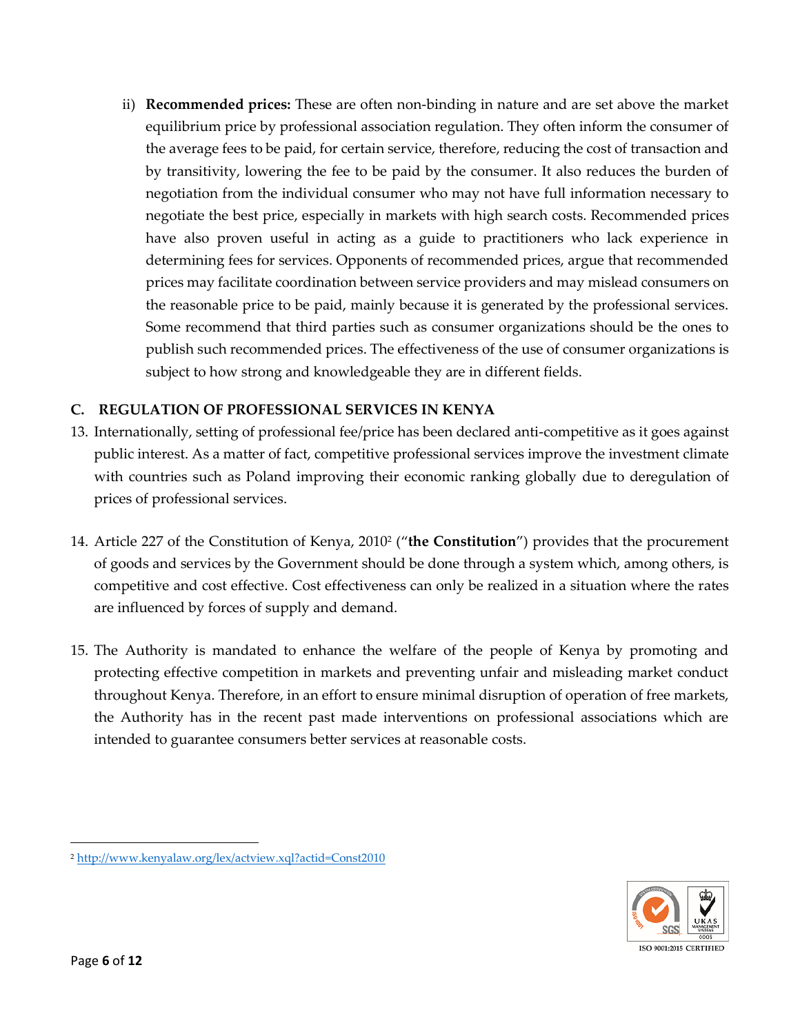ii) **Recommended prices:** These are often non-binding in nature and are set above the market equilibrium price by professional association regulation. They often inform the consumer of the average fees to be paid, for certain service, therefore, reducing the cost of transaction and by transitivity, lowering the fee to be paid by the consumer. It also reduces the burden of negotiation from the individual consumer who may not have full information necessary to negotiate the best price, especially in markets with high search costs. Recommended prices have also proven useful in acting as a guide to practitioners who lack experience in determining fees for services. Opponents of recommended prices, argue that recommended prices may facilitate coordination between service providers and may mislead consumers on the reasonable price to be paid, mainly because it is generated by the professional services. Some recommend that third parties such as consumer organizations should be the ones to publish such recommended prices. The effectiveness of the use of consumer organizations is subject to how strong and knowledgeable they are in different fields.

## C. REGULATION OF PROFESSIONAL SERVICES IN KENYA

13. Internationally, setting of professional fee/price has been declared anti-competitive as it goes against public interest. As a matter of fact, competitive professional services improve the investment climate with countries such as Poland improving their economic ranking globally due to deregulation of prices of professional services.

14. Article 227 of the Constitution of Kenya, 2010[2] ("**the Constitution**") provides that the procurement of goods and services by the Government should be done through a system which, among others, is competitive and cost effective. Cost effectiveness can only be realized in a situation where the rates are influenced by forces of supply and demand.

15. The Authority is mandated to enhance the welfare of the people of Kenya by promoting and protecting effective competition in markets and preventing unfair and misleading market conduct throughout Kenya. Therefore, in an effort to ensure minimal disruption of operation of free markets, the Authority has in the recent past made interventions on professional associations which are intended to guarantee consumers better services at reasonable costs.

---

[2] http://www.kenyalaw.org/lex/actview.xql?actid=Const2010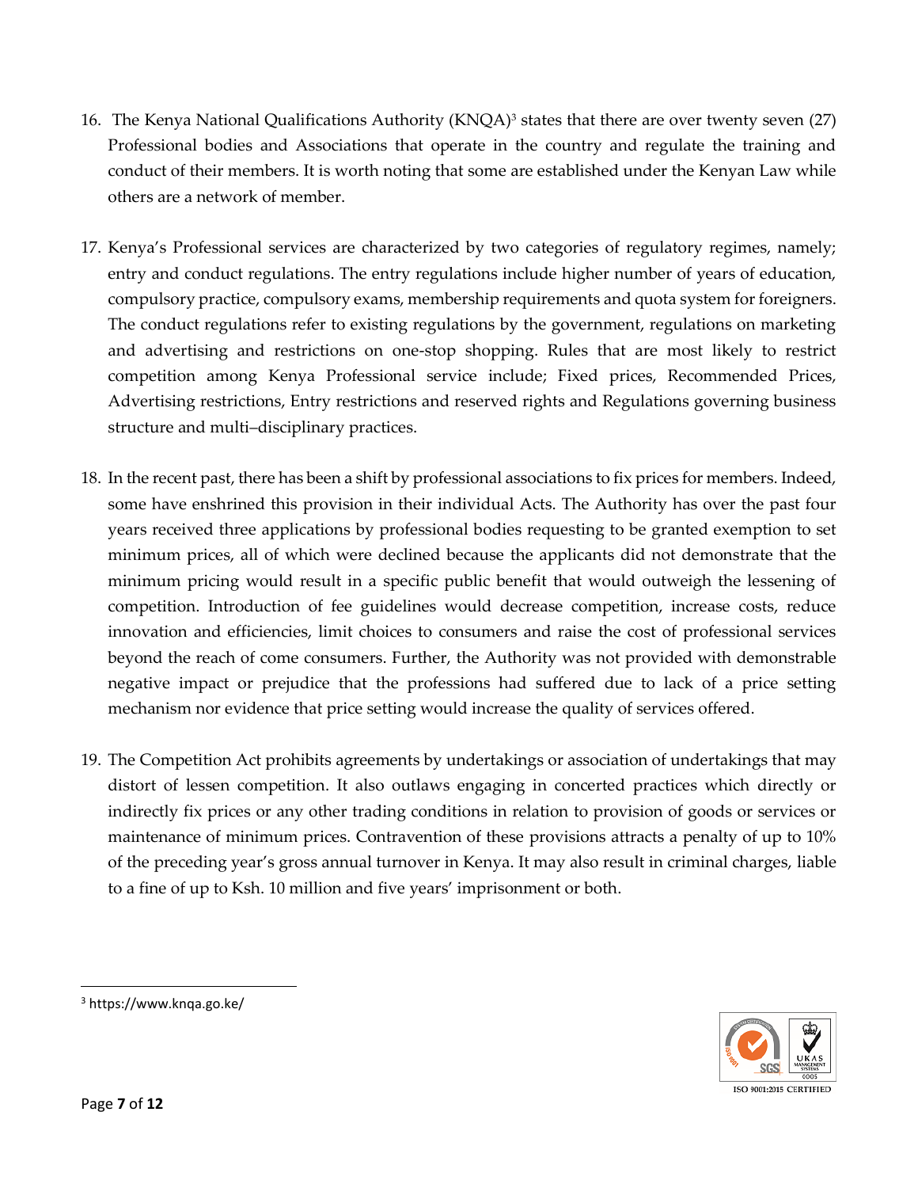16. The Kenya National Qualifications Authority (KNQA)[3] states that there are over twenty seven (27) Professional bodies and Associations that operate in the country and regulate the training and conduct of their members. It is worth noting that some are established under the Kenyan Law while others are a network of member.

17. Kenya's Professional services are characterized by two categories of regulatory regimes, namely; entry and conduct regulations. The entry regulations include higher number of years of education, compulsory practice, compulsory exams, membership requirements and quota system for foreigners. The conduct regulations refer to existing regulations by the government, regulations on marketing and advertising and restrictions on one-stop shopping. Rules that are most likely to restrict competition among Kenya Professional service include; Fixed prices, Recommended Prices, Advertising restrictions, Entry restrictions and reserved rights and Regulations governing business structure and multi–disciplinary practices.

18. In the recent past, there has been a shift by professional associations to fix prices for members. Indeed, some have enshrined this provision in their individual Acts. The Authority has over the past four years received three applications by professional bodies requesting to be granted exemption to set minimum prices, all of which were declined because the applicants did not demonstrate that the minimum pricing would result in a specific public benefit that would outweigh the lessening of competition. Introduction of fee guidelines would decrease competition, increase costs, reduce innovation and efficiencies, limit choices to consumers and raise the cost of professional services beyond the reach of come consumers. Further, the Authority was not provided with demonstrable negative impact or prejudice that the professions had suffered due to lack of a price setting mechanism nor evidence that price setting would increase the quality of services offered.

19. The Competition Act prohibits agreements by undertakings or association of undertakings that may distort of lessen competition. It also outlaws engaging in concerted practices which directly or indirectly fix prices or any other trading conditions in relation to provision of goods or services or maintenance of minimum prices. Contravention of these provisions attracts a penalty of up to 10% of the preceding year's gross annual turnover in Kenya. It may also result in criminal charges, liable to a fine of up to Ksh. 10 million and five years' imprisonment or both.

---

[3] https://www.knqa.go.ke/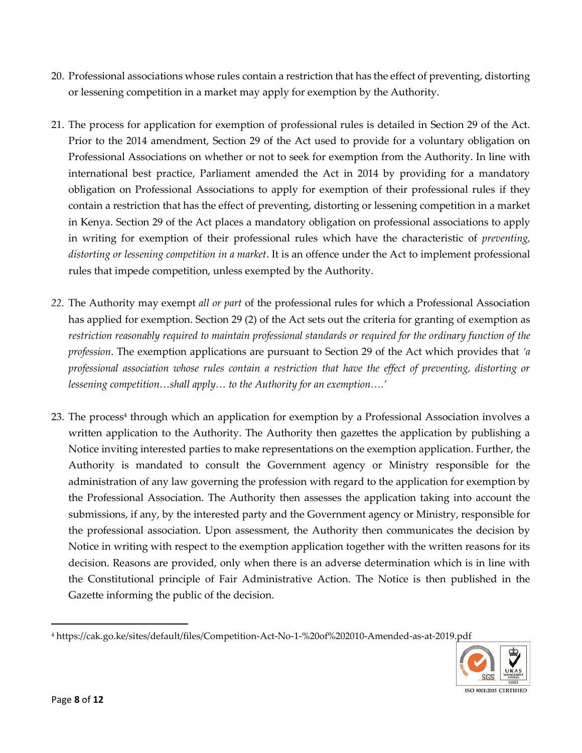20. Professional associations whose rules contain a restriction that has the effect of preventing, distorting or lessening competition in a market may apply for exemption by the Authority.

21. The process for application for exemption of professional rules is detailed in Section 29 of the Act. Prior to the 2014 amendment, Section 29 of the Act used to provide for a voluntary obligation on Professional Associations on whether or not to seek for exemption from the Authority. In line with international best practice, Parliament amended the Act in 2014 by providing for a mandatory obligation on Professional Associations to apply for exemption of their professional rules if they contain a restriction that has the effect of preventing, distorting or lessening competition in a market in Kenya. Section 29 of the Act places a mandatory obligation on professional associations to apply in writing for exemption of their professional rules which have the characteristic of *preventing, distorting or lessening competition in a market*. It is an offence under the Act to implement professional rules that impede competition, unless exempted by the Authority.

*22.* The Authority may exempt *all or part* of the professional rules for which a Professional Association has applied for exemption. Section 29 (2) of the Act sets out the criteria for granting of exemption as *restriction reasonably required to maintain professional standards or required for the ordinary function of the profession*. The exemption applications are pursuant to Section 29 of the Act which provides that *'a professional association whose rules contain a restriction that have the effect of preventing, distorting or lessening competition…shall apply… to the Authority for an exemption….'*

23. The process[4] through which an application for exemption by a Professional Association involves a written application to the Authority. The Authority then gazettes the application by publishing a Notice inviting interested parties to make representations on the exemption application. Further, the Authority is mandated to consult the Government agency or Ministry responsible for the administration of any law governing the profession with regard to the application for exemption by the Professional Association. The Authority then assesses the application taking into account the submissions, if any, by the interested party and the Government agency or Ministry, responsible for the professional association. Upon assessment, the Authority then communicates the decision by Notice in writing with respect to the exemption application together with the written reasons for its decision. Reasons are provided, only when there is an adverse determination which is in line with the Constitutional principle of Fair Administrative Action. The Notice is then published in the Gazette informing the public of the decision.

[4] https://cak.go.ke/sites/default/files/Competition-Act-No-1-%20of%202010-Amended-as-at-2019.pdf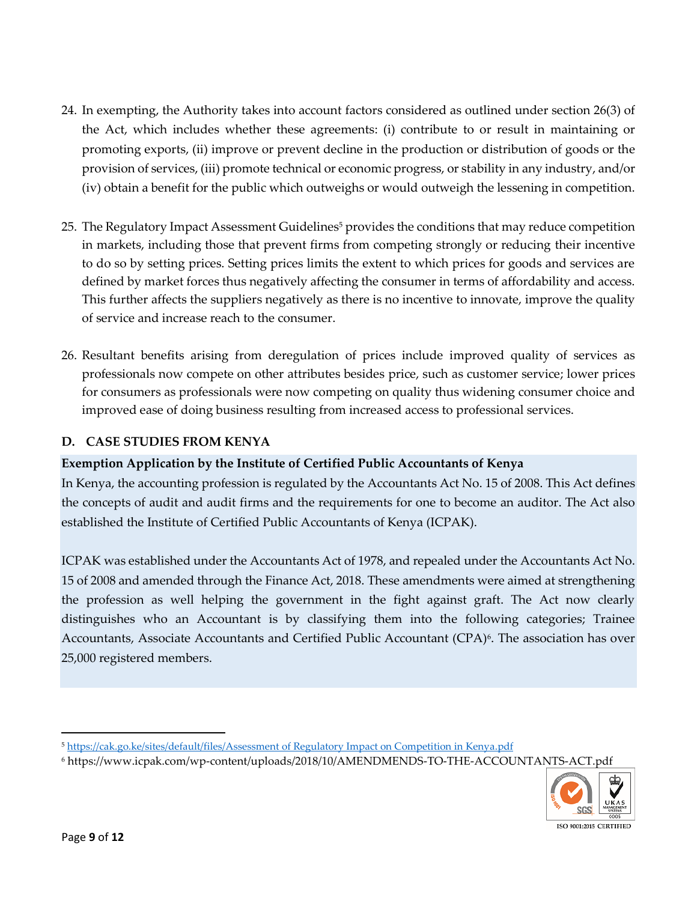24. In exempting, the Authority takes into account factors considered as outlined under section 26(3) of the Act, which includes whether these agreements: (i) contribute to or result in maintaining or promoting exports, (ii) improve or prevent decline in the production or distribution of goods or the provision of services, (iii) promote technical or economic progress, or stability in any industry, and/or (iv) obtain a benefit for the public which outweighs or would outweigh the lessening in competition.

25. The Regulatory Impact Assessment Guidelines[5] provides the conditions that may reduce competition in markets, including those that prevent firms from competing strongly or reducing their incentive to do so by setting prices. Setting prices limits the extent to which prices for goods and services are defined by market forces thus negatively affecting the consumer in terms of affordability and access. This further affects the suppliers negatively as there is no incentive to innovate, improve the quality of service and increase reach to the consumer.

26. Resultant benefits arising from deregulation of prices include improved quality of services as professionals now compete on other attributes besides price, such as customer service; lower prices for consumers as professionals were now competing on quality thus widening consumer choice and improved ease of doing business resulting from increased access to professional services.

## D. CASE STUDIES FROM KENYA

**Exemption Application by the Institute of Certified Public Accountants of Kenya**

In Kenya, the accounting profession is regulated by the Accountants Act No. 15 of 2008. This Act defines the concepts of audit and audit firms and the requirements for one to become an auditor. The Act also established the Institute of Certified Public Accountants of Kenya (ICPAK).

ICPAK was established under the Accountants Act of 1978, and repealed under the Accountants Act No. 15 of 2008 and amended through the Finance Act, 2018. These amendments were aimed at strengthening the profession as well helping the government in the fight against graft. The Act now clearly distinguishes who an Accountant is by classifying them into the following categories; Trainee Accountants, Associate Accountants and Certified Public Accountant (CPA)[6]. The association has over 25,000 registered members.

---

[5] https://cak.go.ke/sites/default/files/Assessment of Regulatory Impact on Competition in Kenya.pdf

[6] https://www.icpak.com/wp-content/uploads/2018/10/AMENDMENDS-TO-THE-ACCOUNTANTS-ACT.pdf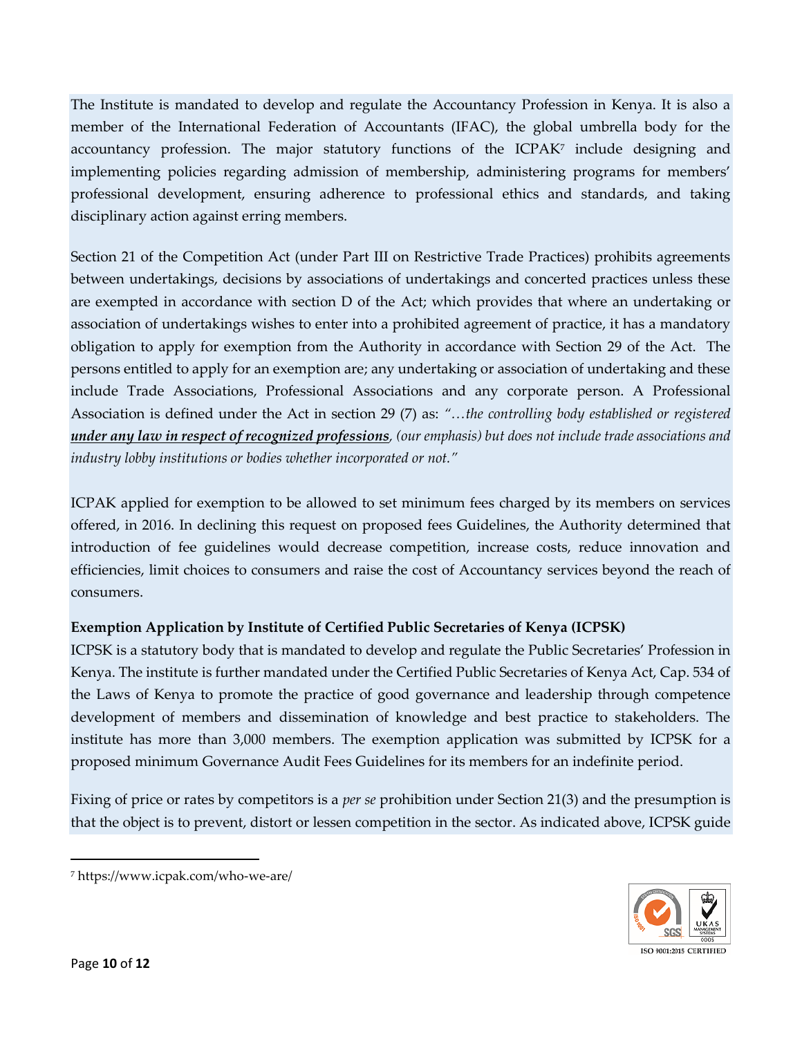The Institute is mandated to develop and regulate the Accountancy Profession in Kenya. It is also a member of the International Federation of Accountants (IFAC), the global umbrella body for the accountancy profession. The major statutory functions of the ICPAK[7] include designing and implementing policies regarding admission of membership, administering programs for members' professional development, ensuring adherence to professional ethics and standards, and taking disciplinary action against erring members.

Section 21 of the Competition Act (under Part III on Restrictive Trade Practices) prohibits agreements between undertakings, decisions by associations of undertakings and concerted practices unless these are exempted in accordance with section D of the Act; which provides that where an undertaking or association of undertakings wishes to enter into a prohibited agreement of practice, it has a mandatory obligation to apply for exemption from the Authority in accordance with Section 29 of the Act. The persons entitled to apply for an exemption are; any undertaking or association of undertaking and these include Trade Associations, Professional Associations and any corporate person. A Professional Association is defined under the Act in section 29 (7) as: *"…the controlling body established or registered **under any law in respect of recognized professions**, (our emphasis) but does not include trade associations and industry lobby institutions or bodies whether incorporated or not."*

ICPAK applied for exemption to be allowed to set minimum fees charged by its members on services offered, in 2016. In declining this request on proposed fees Guidelines, the Authority determined that introduction of fee guidelines would decrease competition, increase costs, reduce innovation and efficiencies, limit choices to consumers and raise the cost of Accountancy services beyond the reach of consumers.

**Exemption Application by Institute of Certified Public Secretaries of Kenya (ICPSK)**

ICPSK is a statutory body that is mandated to develop and regulate the Public Secretaries' Profession in Kenya. The institute is further mandated under the Certified Public Secretaries of Kenya Act, Cap. 534 of the Laws of Kenya to promote the practice of good governance and leadership through competence development of members and dissemination of knowledge and best practice to stakeholders. The institute has more than 3,000 members. The exemption application was submitted by ICPSK for a proposed minimum Governance Audit Fees Guidelines for its members for an indefinite period.

Fixing of price or rates by competitors is a *per se* prohibition under Section 21(3) and the presumption is that the object is to prevent, distort or lessen competition in the sector. As indicated above, ICPSK guide

[7] https://www.icpak.com/who-we-are/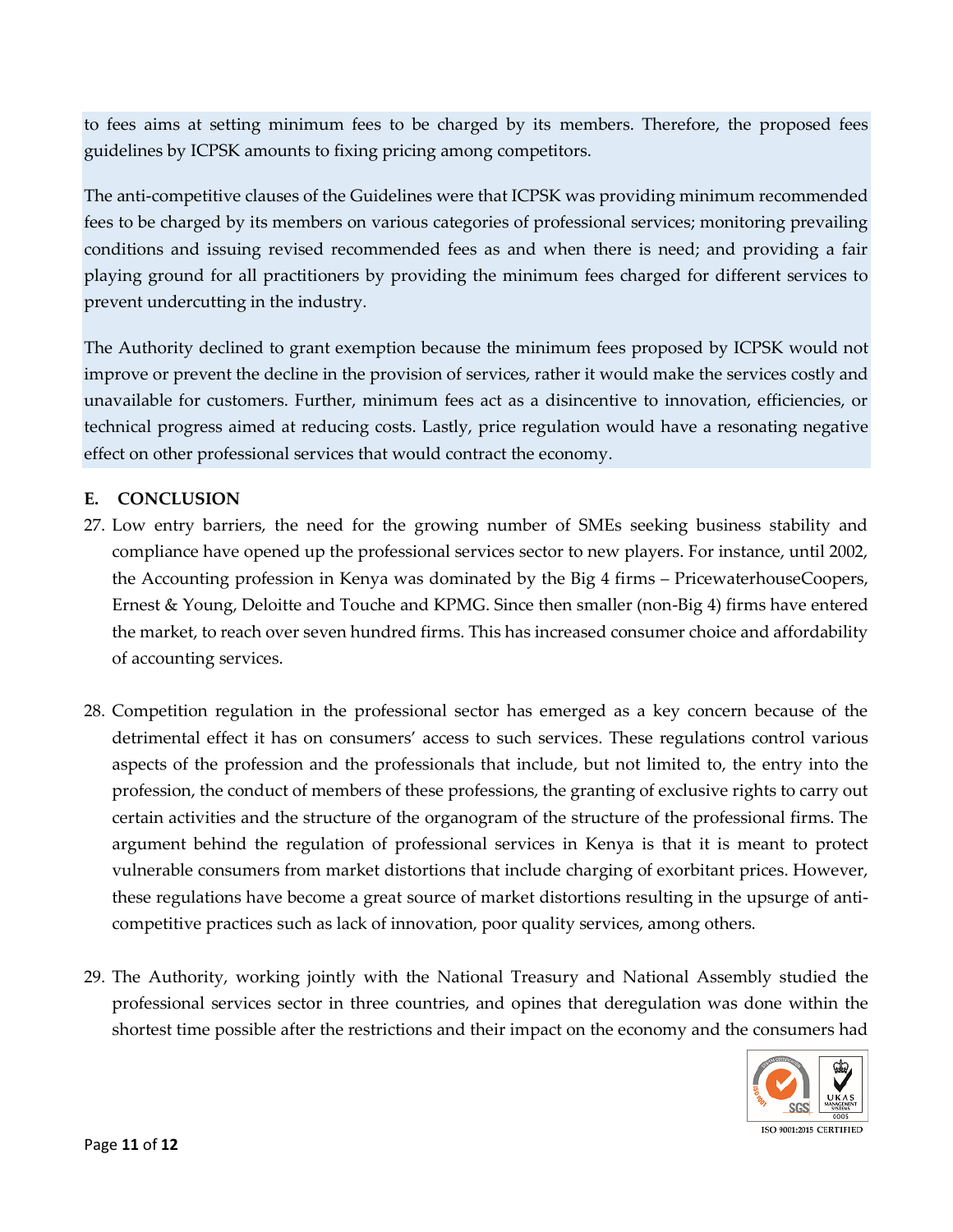to fees aims at setting minimum fees to be charged by its members. Therefore, the proposed fees guidelines by ICPSK amounts to fixing pricing among competitors.

The anti-competitive clauses of the Guidelines were that ICPSK was providing minimum recommended fees to be charged by its members on various categories of professional services; monitoring prevailing conditions and issuing revised recommended fees as and when there is need; and providing a fair playing ground for all practitioners by providing the minimum fees charged for different services to prevent undercutting in the industry.

The Authority declined to grant exemption because the minimum fees proposed by ICPSK would not improve or prevent the decline in the provision of services, rather it would make the services costly and unavailable for customers. Further, minimum fees act as a disincentive to innovation, efficiencies, or technical progress aimed at reducing costs. Lastly, price regulation would have a resonating negative effect on other professional services that would contract the economy.

## E. CONCLUSION

27. Low entry barriers, the need for the growing number of SMEs seeking business stability and compliance have opened up the professional services sector to new players. For instance, until 2002, the Accounting profession in Kenya was dominated by the Big 4 firms – PricewaterhouseCoopers, Ernest & Young, Deloitte and Touche and KPMG. Since then smaller (non-Big 4) firms have entered the market, to reach over seven hundred firms. This has increased consumer choice and affordability of accounting services.

28. Competition regulation in the professional sector has emerged as a key concern because of the detrimental effect it has on consumers' access to such services. These regulations control various aspects of the profession and the professionals that include, but not limited to, the entry into the profession, the conduct of members of these professions, the granting of exclusive rights to carry out certain activities and the structure of the organogram of the structure of the professional firms. The argument behind the regulation of professional services in Kenya is that it is meant to protect vulnerable consumers from market distortions that include charging of exorbitant prices. However, these regulations have become a great source of market distortions resulting in the upsurge of anti-competitive practices such as lack of innovation, poor quality services, among others.

29. The Authority, working jointly with the National Treasury and National Assembly studied the professional services sector in three countries, and opines that deregulation was done within the shortest time possible after the restrictions and their impact on the economy and the consumers had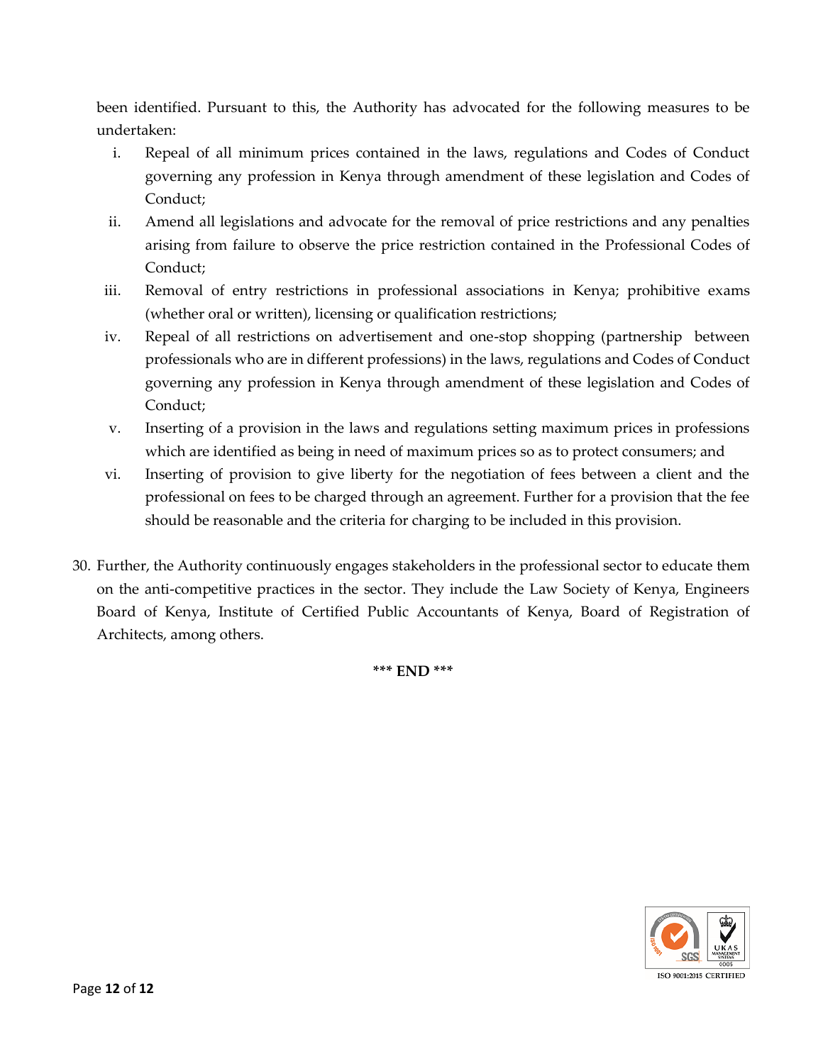been identified. Pursuant to this, the Authority has advocated for the following measures to be undertaken:

i. Repeal of all minimum prices contained in the laws, regulations and Codes of Conduct governing any profession in Kenya through amendment of these legislation and Codes of Conduct;

ii. Amend all legislations and advocate for the removal of price restrictions and any penalties arising from failure to observe the price restriction contained in the Professional Codes of Conduct;

iii. Removal of entry restrictions in professional associations in Kenya; prohibitive exams (whether oral or written), licensing or qualification restrictions;

iv. Repeal of all restrictions on advertisement and one-stop shopping (partnership between professionals who are in different professions) in the laws, regulations and Codes of Conduct governing any profession in Kenya through amendment of these legislation and Codes of Conduct;

v. Inserting of a provision in the laws and regulations setting maximum prices in professions which are identified as being in need of maximum prices so as to protect consumers; and

vi. Inserting of provision to give liberty for the negotiation of fees between a client and the professional on fees to be charged through an agreement. Further for a provision that the fee should be reasonable and the criteria for charging to be included in this provision.

30. Further, the Authority continuously engages stakeholders in the professional sector to educate them on the anti-competitive practices in the sector. They include the Law Society of Kenya, Engineers Board of Kenya, Institute of Certified Public Accountants of Kenya, Board of Registration of Architects, among others.

**\*\*\* END \*\*\***

ISO 9001:2015 CERTIFIED